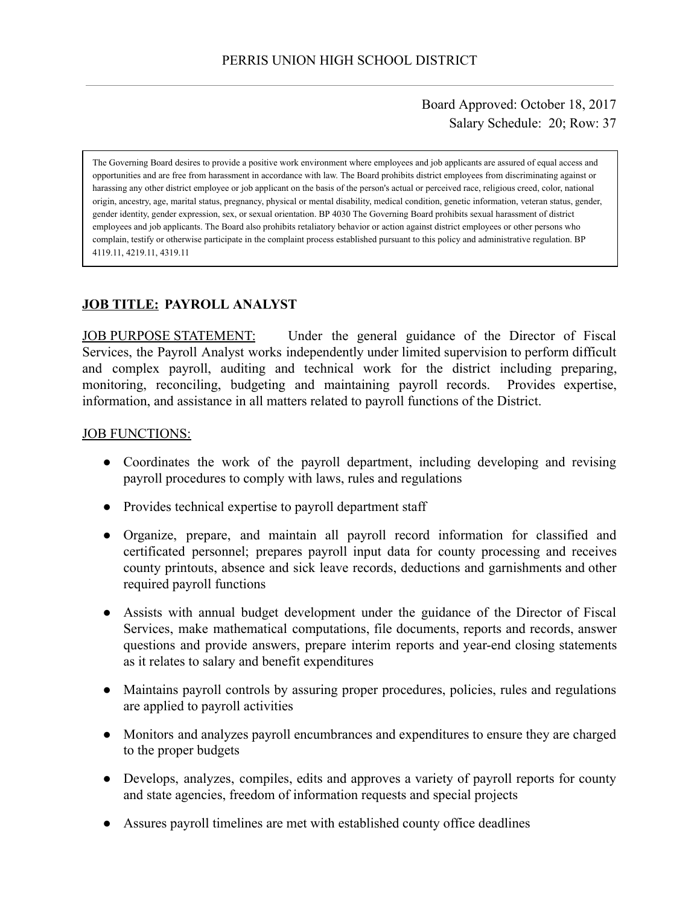PERRIS UNION HIGH SCHOOL DISTRICT

Board Approved: October 18, 2017
Salary Schedule: 20; Row: 37

> The Governing Board desires to provide a positive work environment where employees and job applicants are assured of equal access and opportunities and are free from harassment in accordance with law. The Board prohibits district employees from discriminating against or harassing any other district employee or job applicant on the basis of the person's actual or perceived race, religious creed, color, national origin, ancestry, age, marital status, pregnancy, physical or mental disability, medical condition, genetic information, veteran status, gender, gender identity, gender expression, sex, or sexual orientation. BP 4030 The Governing Board prohibits sexual harassment of district employees and job applicants. The Board also prohibits retaliatory behavior or action against district employees or other persons who complain, testify or otherwise participate in the complaint process established pursuant to this policy and administrative regulation. BP 4119.11, 4219.11, 4319.11

**JOB TITLE: PAYROLL ANALYST**

JOB PURPOSE STATEMENT: Under the general guidance of the Director of Fiscal Services, the Payroll Analyst works independently under limited supervision to perform difficult and complex payroll, auditing and technical work for the district including preparing, monitoring, reconciling, budgeting and maintaining payroll records. Provides expertise, information, and assistance in all matters related to payroll functions of the District.

JOB FUNCTIONS:

- Coordinates the work of the payroll department, including developing and revising payroll procedures to comply with laws, rules and regulations
- Provides technical expertise to payroll department staff
- Organize, prepare, and maintain all payroll record information for classified and certificated personnel; prepares payroll input data for county processing and receives county printouts, absence and sick leave records, deductions and garnishments and other required payroll functions
- Assists with annual budget development under the guidance of the Director of Fiscal Services, make mathematical computations, file documents, reports and records, answer questions and provide answers, prepare interim reports and year-end closing statements as it relates to salary and benefit expenditures
- Maintains payroll controls by assuring proper procedures, policies, rules and regulations are applied to payroll activities
- Monitors and analyzes payroll encumbrances and expenditures to ensure they are charged to the proper budgets
- Develops, analyzes, compiles, edits and approves a variety of payroll reports for county and state agencies, freedom of information requests and special projects
- Assures payroll timelines are met with established county office deadlines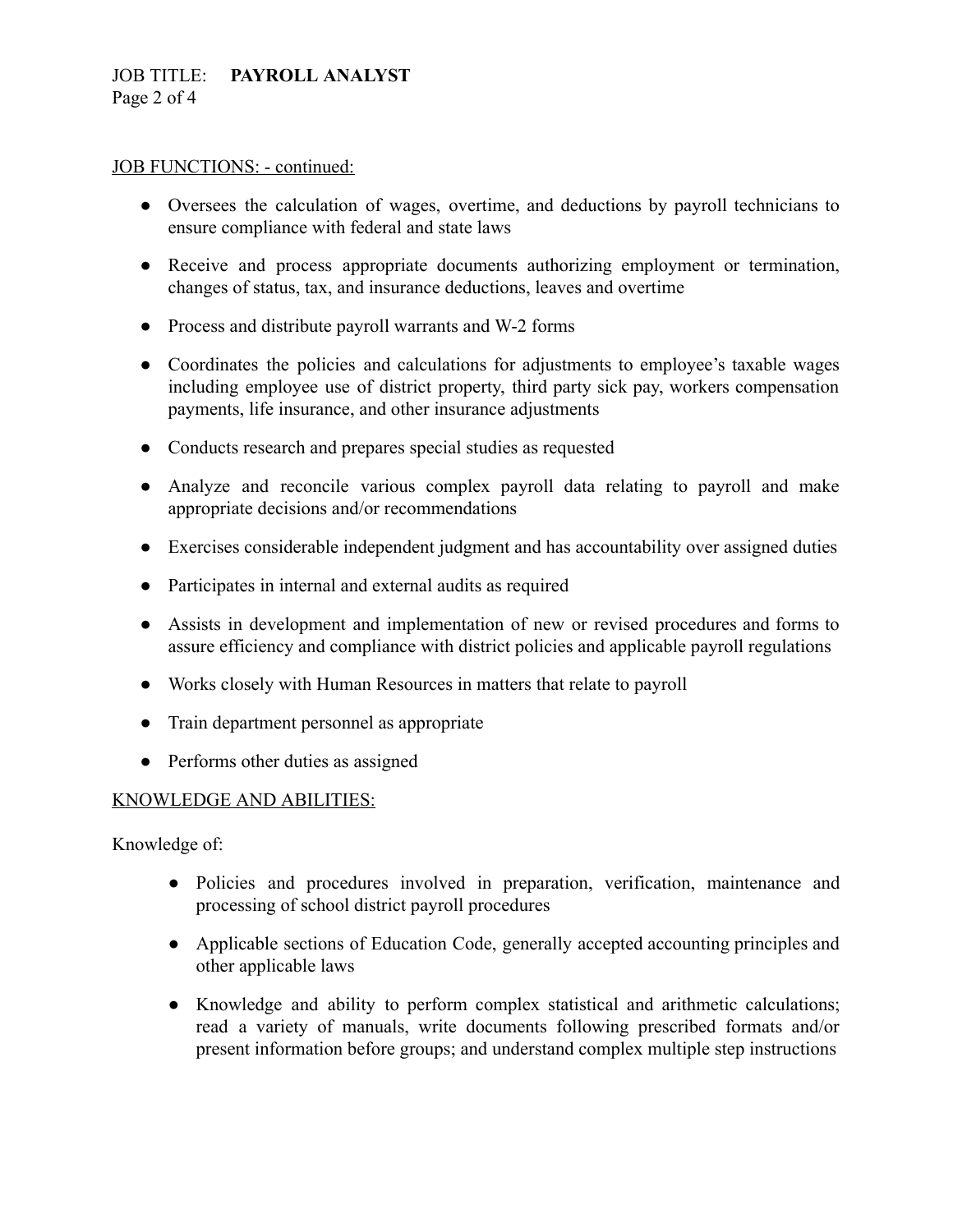JOB FUNCTIONS: - continued:

- Oversees the calculation of wages, overtime, and deductions by payroll technicians to ensure compliance with federal and state laws
- Receive and process appropriate documents authorizing employment or termination, changes of status, tax, and insurance deductions, leaves and overtime
- Process and distribute payroll warrants and W-2 forms
- Coordinates the policies and calculations for adjustments to employee's taxable wages including employee use of district property, third party sick pay, workers compensation payments, life insurance, and other insurance adjustments
- Conducts research and prepares special studies as requested
- Analyze and reconcile various complex payroll data relating to payroll and make appropriate decisions and/or recommendations
- Exercises considerable independent judgment and has accountability over assigned duties
- Participates in internal and external audits as required
- Assists in development and implementation of new or revised procedures and forms to assure efficiency and compliance with district policies and applicable payroll regulations
- Works closely with Human Resources in matters that relate to payroll
- Train department personnel as appropriate
- Performs other duties as assigned

KNOWLEDGE AND ABILITIES:

Knowledge of:

- Policies and procedures involved in preparation, verification, maintenance and processing of school district payroll procedures
- Applicable sections of Education Code, generally accepted accounting principles and other applicable laws
- Knowledge and ability to perform complex statistical and arithmetic calculations; read a variety of manuals, write documents following prescribed formats and/or present information before groups; and understand complex multiple step instructions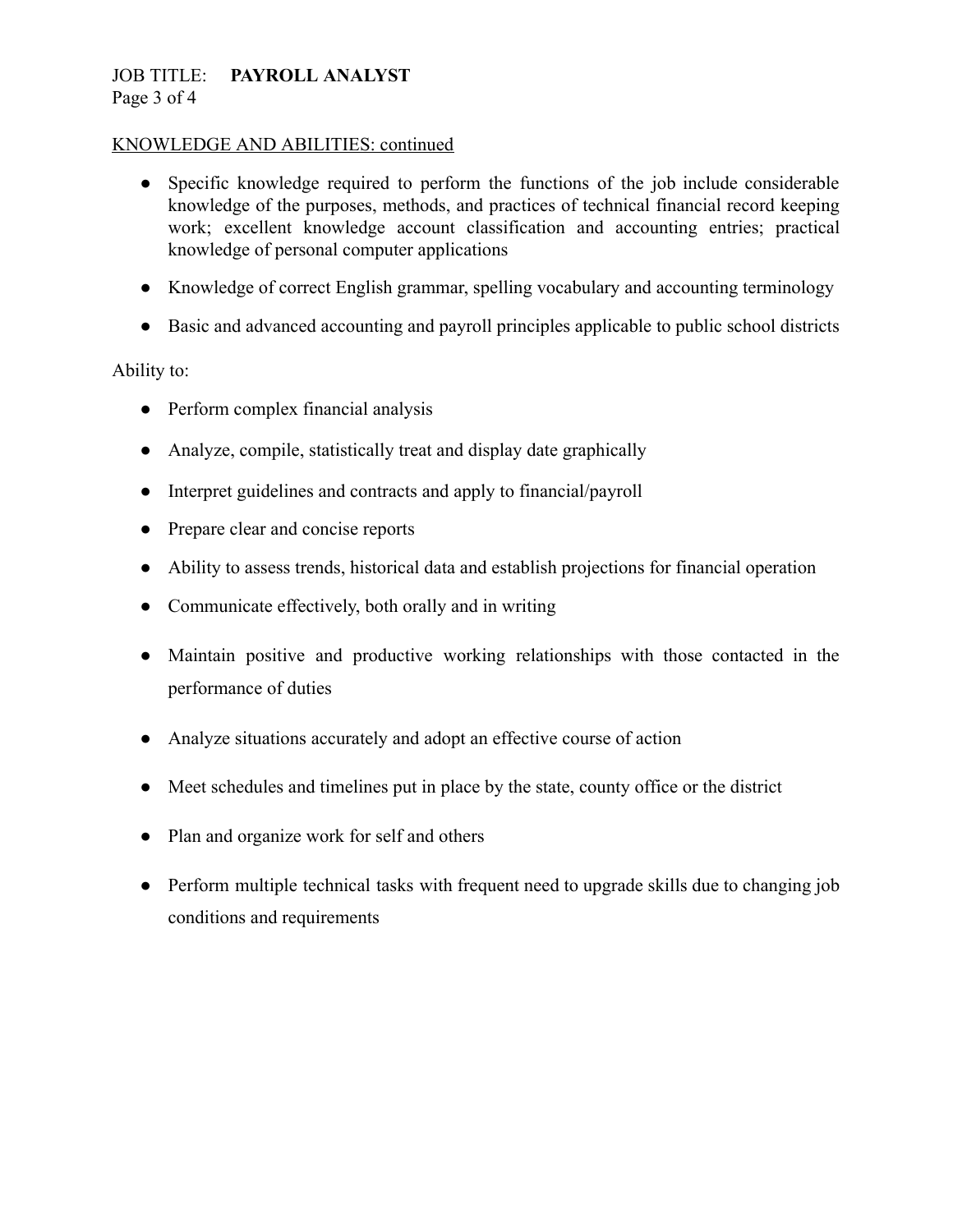KNOWLEDGE AND ABILITIES: continued

- Specific knowledge required to perform the functions of the job include considerable knowledge of the purposes, methods, and practices of technical financial record keeping work; excellent knowledge account classification and accounting entries; practical knowledge of personal computer applications
- Knowledge of correct English grammar, spelling vocabulary and accounting terminology
- Basic and advanced accounting and payroll principles applicable to public school districts

Ability to:

- Perform complex financial analysis
- Analyze, compile, statistically treat and display date graphically
- Interpret guidelines and contracts and apply to financial/payroll
- Prepare clear and concise reports
- Ability to assess trends, historical data and establish projections for financial operation
- Communicate effectively, both orally and in writing
- Maintain positive and productive working relationships with those contacted in the performance of duties
- Analyze situations accurately and adopt an effective course of action
- Meet schedules and timelines put in place by the state, county office or the district
- Plan and organize work for self and others
- Perform multiple technical tasks with frequent need to upgrade skills due to changing job conditions and requirements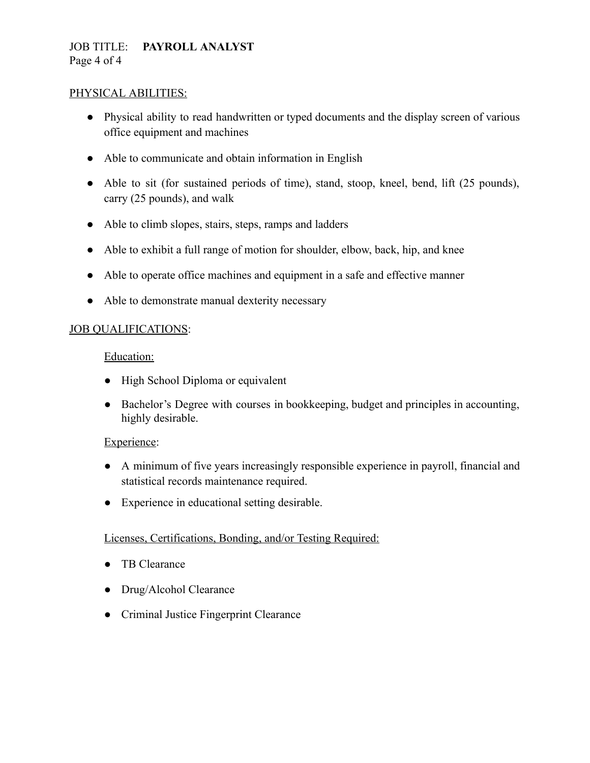## PHYSICAL ABILITIES:

- Physical ability to read handwritten or typed documents and the display screen of various office equipment and machines
- Able to communicate and obtain information in English
- Able to sit (for sustained periods of time), stand, stoop, kneel, bend, lift (25 pounds), carry (25 pounds), and walk
- Able to climb slopes, stairs, steps, ramps and ladders
- Able to exhibit a full range of motion for shoulder, elbow, back, hip, and knee
- Able to operate office machines and equipment in a safe and effective manner
- Able to demonstrate manual dexterity necessary

## JOB QUALIFICATIONS:

### Education:

- High School Diploma or equivalent
- Bachelor's Degree with courses in bookkeeping, budget and principles in accounting, highly desirable.

### Experience:

- A minimum of five years increasingly responsible experience in payroll, financial and statistical records maintenance required.
- Experience in educational setting desirable.

### Licenses, Certifications, Bonding, and/or Testing Required:

- TB Clearance
- Drug/Alcohol Clearance
- Criminal Justice Fingerprint Clearance